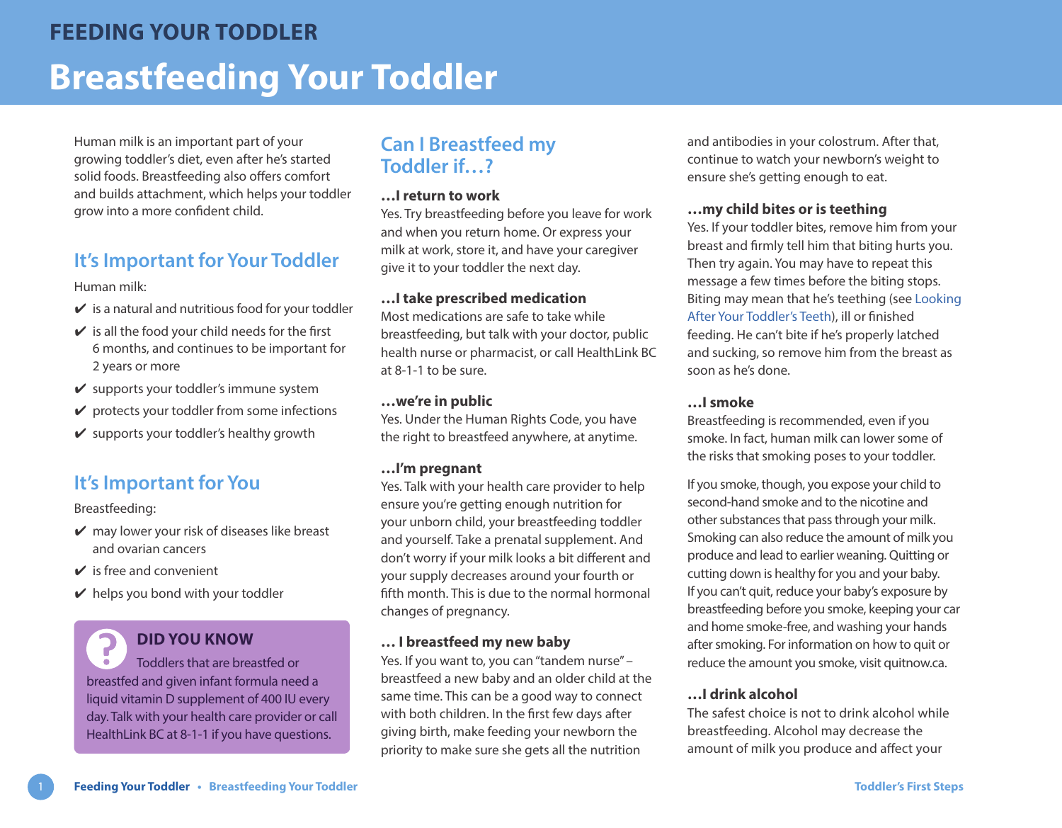# FEEDING YOUR TODDLER

# Breastfeeding Your Toddler

Human milk is an important part of your growing toddler's diet, even after he's started solid foods. Breastfeeding also offers comfort and builds attachment, which helps your toddler grow into a more confident child.

## It's Important for Your Toddler

Human milk:

- ✔ is a natural and nutritious food for your toddler
- ✔ is all the food your child needs for the first 6 months, and continues to be important for 2 years or more
- ✔ supports your toddler's immune system
- ✔ protects your toddler from some infections
- ✔ supports your toddler's healthy growth

## It's Important for You

Breastfeeding:

- ✔ may lower your risk of diseases like breast and ovarian cancers
- ✔ is free and convenient
- ✔ helps you bond with your toddler

> **DID YOU KNOW**
>
> Toddlers that are breastfed or breastfed and given infant formula need a liquid vitamin D supplement of 400 IU every day. Talk with your health care provider or call HealthLink BC at 8-1-1 if you have questions.

## Can I Breastfeed my Toddler if…?

### …I return to work

Yes. Try breastfeeding before you leave for work and when you return home. Or express your milk at work, store it, and have your caregiver give it to your toddler the next day.

### …I take prescribed medication

Most medications are safe to take while breastfeeding, but talk with your doctor, public health nurse or pharmacist, or call HealthLink BC at 8-1-1 to be sure.

### …we're in public

Yes. Under the Human Rights Code, you have the right to breastfeed anywhere, at anytime.

### …I'm pregnant

Yes. Talk with your health care provider to help ensure you're getting enough nutrition for your unborn child, your breastfeeding toddler and yourself. Take a prenatal supplement. And don't worry if your milk looks a bit different and your supply decreases around your fourth or fifth month. This is due to the normal hormonal changes of pregnancy.

### … I breastfeed my new baby

Yes. If you want to, you can "tandem nurse" – breastfeed a new baby and an older child at the same time. This can be a good way to connect with both children. In the first few days after giving birth, make feeding your newborn the priority to make sure she gets all the nutrition and antibodies in your colostrum. After that, continue to watch your newborn's weight to ensure she's getting enough to eat.

### …my child bites or is teething

Yes. If your toddler bites, remove him from your breast and firmly tell him that biting hurts you. Then try again. You may have to repeat this message a few times before the biting stops. Biting may mean that he's teething (see Looking After Your Toddler's Teeth), ill or finished feeding. He can't bite if he's properly latched and sucking, so remove him from the breast as soon as he's done.

### …I smoke

Breastfeeding is recommended, even if you smoke. In fact, human milk can lower some of the risks that smoking poses to your toddler.

If you smoke, though, you expose your child to second-hand smoke and to the nicotine and other substances that pass through your milk. Smoking can also reduce the amount of milk you produce and lead to earlier weaning. Quitting or cutting down is healthy for you and your baby. If you can't quit, reduce your baby's exposure by breastfeeding before you smoke, keeping your car and home smoke-free, and washing your hands after smoking. For information on how to quit or reduce the amount you smoke, visit quitnow.ca.

### …I drink alcohol

The safest choice is not to drink alcohol while breastfeeding. Alcohol may decrease the amount of milk you produce and affect your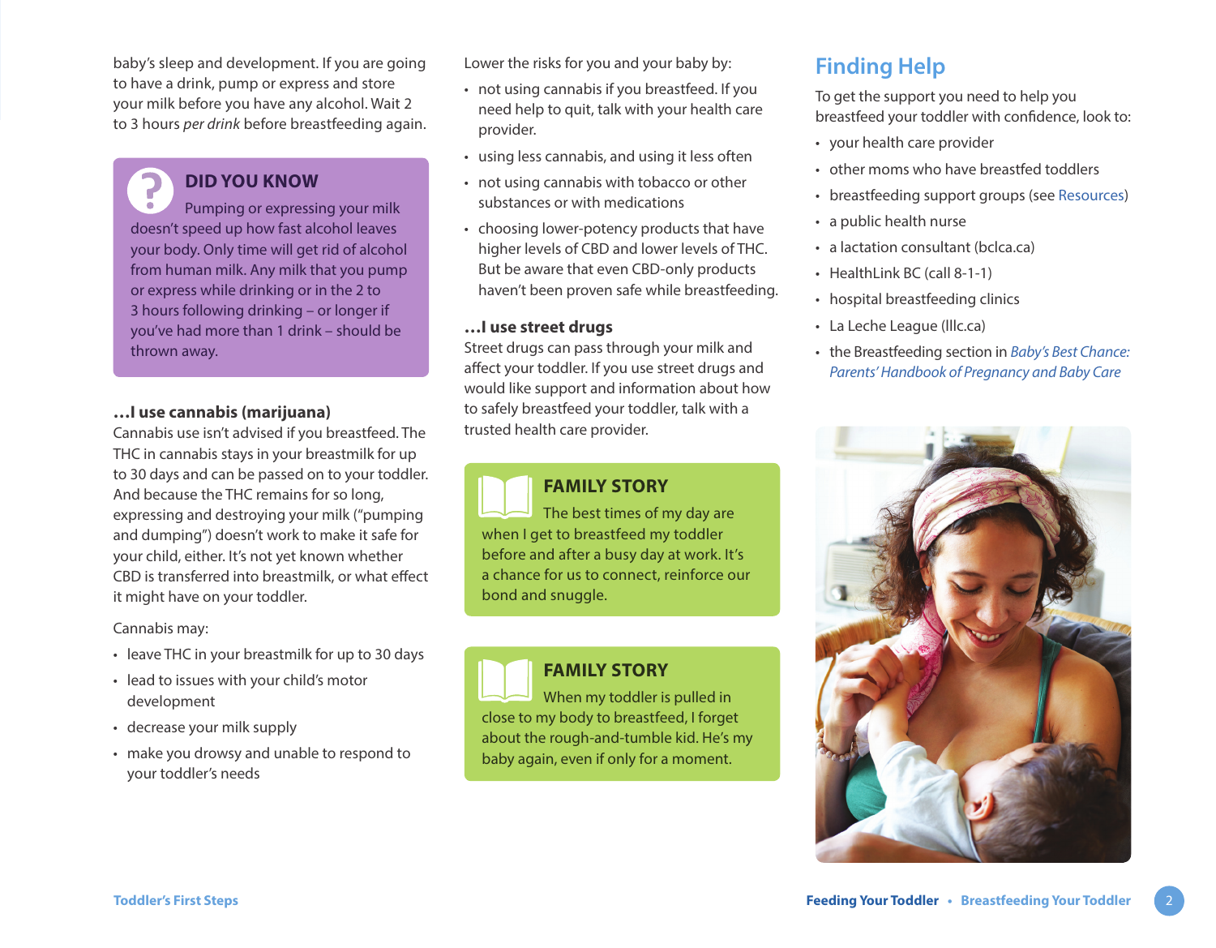baby's sleep and development. If you are going to have a drink, pump or express and store your milk before you have any alcohol. Wait 2 to 3 hours *per drink* before breastfeeding again.

> **DID YOU KNOW**
>
> Pumping or expressing your milk doesn't speed up how fast alcohol leaves your body. Only time will get rid of alcohol from human milk. Any milk that you pump or express while drinking or in the 2 to 3 hours following drinking – or longer if you've had more than 1 drink – should be thrown away.

### …I use cannabis (marijuana)

Cannabis use isn't advised if you breastfeed. The THC in cannabis stays in your breastmilk for up to 30 days and can be passed on to your toddler. And because the THC remains for so long, expressing and destroying your milk ("pumping and dumping") doesn't work to make it safe for your child, either. It's not yet known whether CBD is transferred into breastmilk, or what effect it might have on your toddler.

Cannabis may:

- leave THC in your breastmilk for up to 30 days
- lead to issues with your child's motor development
- decrease your milk supply
- make you drowsy and unable to respond to your toddler's needs

Lower the risks for you and your baby by:

- not using cannabis if you breastfeed. If you need help to quit, talk with your health care provider.
- using less cannabis, and using it less often
- not using cannabis with tobacco or other substances or with medications
- choosing lower-potency products that have higher levels of CBD and lower levels of THC. But be aware that even CBD-only products haven't been proven safe while breastfeeding.

### …I use street drugs

Street drugs can pass through your milk and affect your toddler. If you use street drugs and would like support and information about how to safely breastfeed your toddler, talk with a trusted health care provider.

> **FAMILY STORY**
>
> The best times of my day are when I get to breastfeed my toddler before and after a busy day at work. It's a chance for us to connect, reinforce our bond and snuggle.

> **FAMILY STORY**
>
> When my toddler is pulled in close to my body to breastfeed, I forget about the rough-and-tumble kid. He's my baby again, even if only for a moment.

## Finding Help

To get the support you need to help you breastfeed your toddler with confidence, look to:

- your health care provider
- other moms who have breastfed toddlers
- breastfeeding support groups (see Resources)
- a public health nurse
- a lactation consultant (bclca.ca)
- HealthLink BC (call 8-1-1)
- hospital breastfeeding clinics
- La Leche League (lllc.ca)
- the Breastfeeding section in *Baby's Best Chance: Parents' Handbook of Pregnancy and Baby Care*